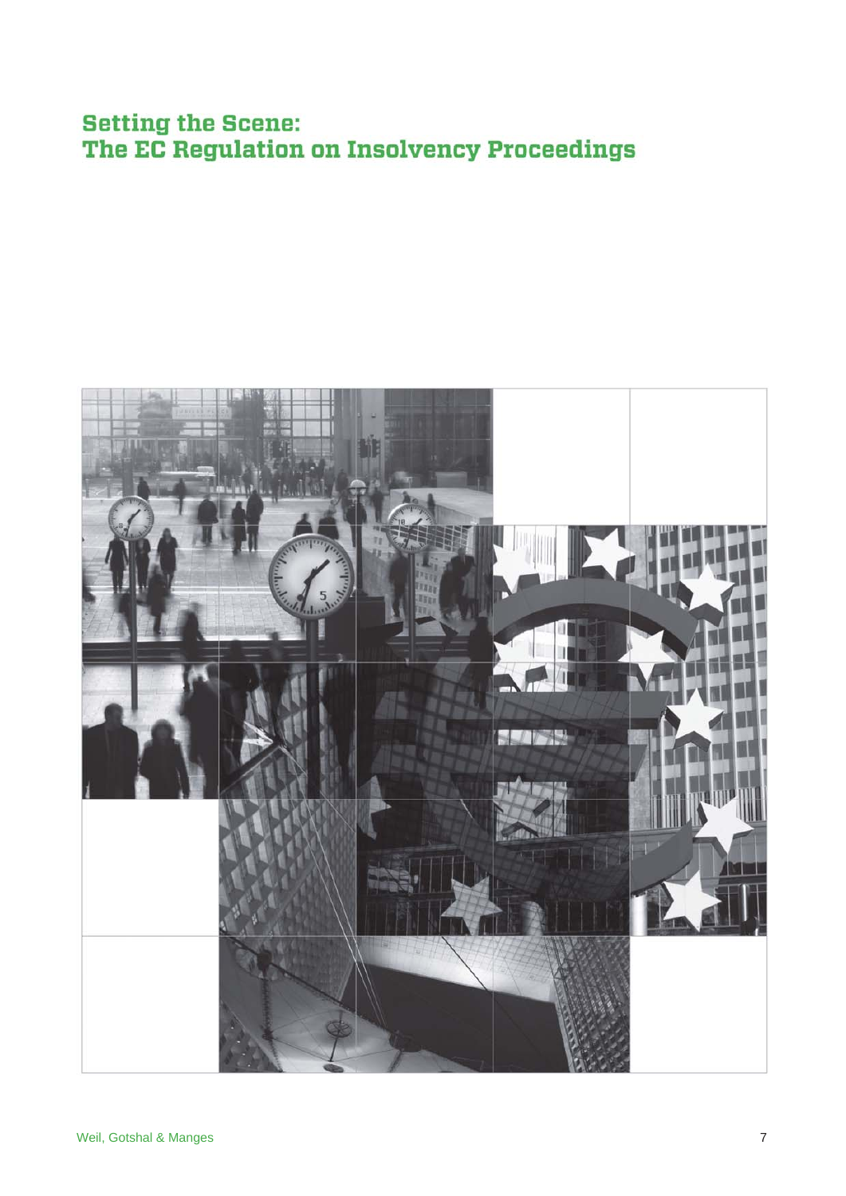# Setting the Scene:
# The EC Regulation on Insolvency Proceedings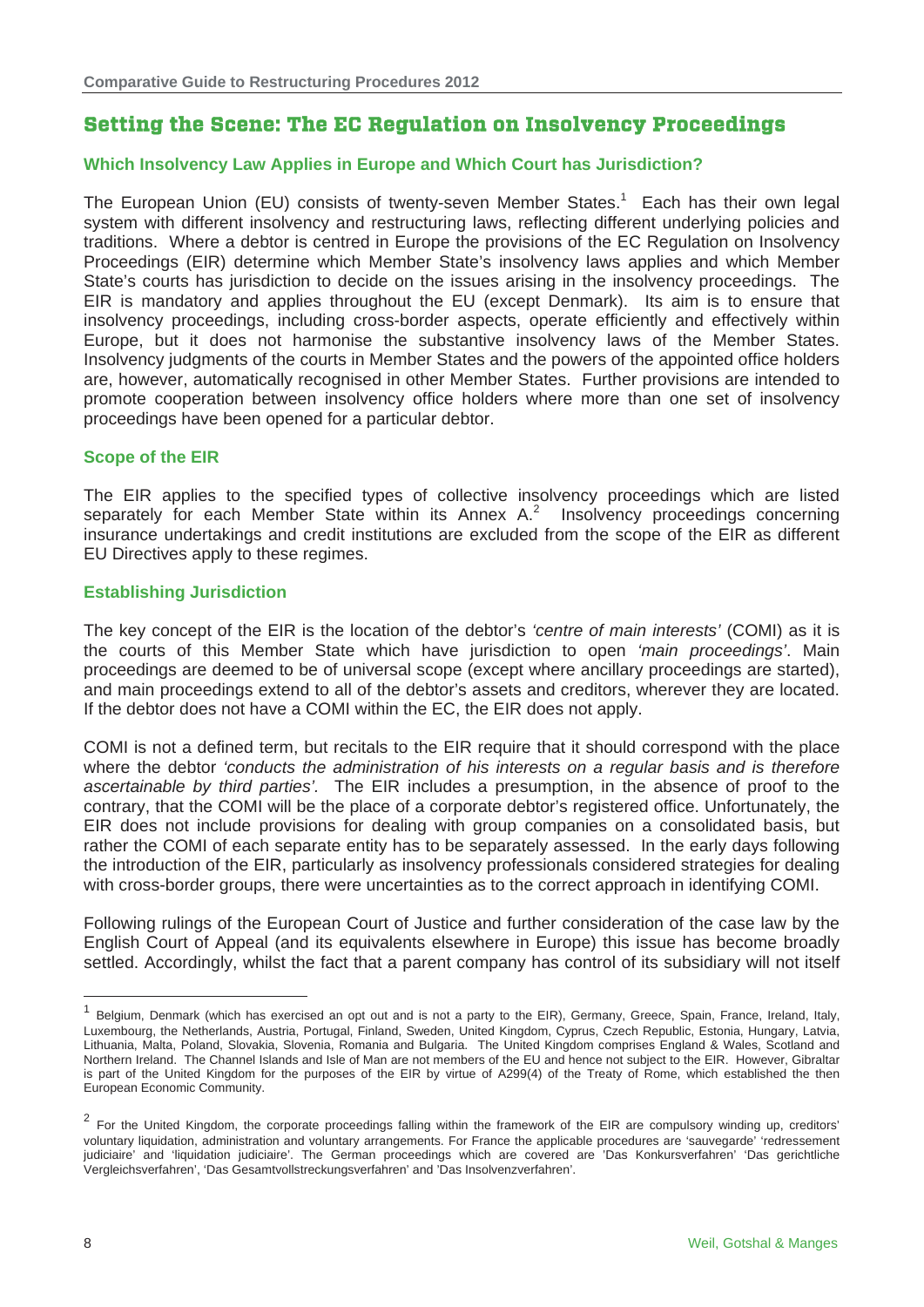## Setting the Scene: The EC Regulation on Insolvency Proceedings

### Which Insolvency Law Applies in Europe and Which Court has Jurisdiction?

The European Union (EU) consists of twenty-seven Member States.[1] Each has their own legal system with different insolvency and restructuring laws, reflecting different underlying policies and traditions. Where a debtor is centred in Europe the provisions of the EC Regulation on Insolvency Proceedings (EIR) determine which Member State's insolvency laws applies and which Member State's courts has jurisdiction to decide on the issues arising in the insolvency proceedings. The EIR is mandatory and applies throughout the EU (except Denmark). Its aim is to ensure that insolvency proceedings, including cross-border aspects, operate efficiently and effectively within Europe, but it does not harmonise the substantive insolvency laws of the Member States. Insolvency judgments of the courts in Member States and the powers of the appointed office holders are, however, automatically recognised in other Member States. Further provisions are intended to promote cooperation between insolvency office holders where more than one set of insolvency proceedings have been opened for a particular debtor.

### Scope of the EIR

The EIR applies to the specified types of collective insolvency proceedings which are listed separately for each Member State within its Annex A.[2] Insolvency proceedings concerning insurance undertakings and credit institutions are excluded from the scope of the EIR as different EU Directives apply to these regimes.

### Establishing Jurisdiction

The key concept of the EIR is the location of the debtor's *'centre of main interests'* (COMI) as it is the courts of this Member State which have jurisdiction to open *'main proceedings'*. Main proceedings are deemed to be of universal scope (except where ancillary proceedings are started), and main proceedings extend to all of the debtor's assets and creditors, wherever they are located. If the debtor does not have a COMI within the EC, the EIR does not apply.

COMI is not a defined term, but recitals to the EIR require that it should correspond with the place where the debtor *'conducts the administration of his interests on a regular basis and is therefore ascertainable by third parties'*. The EIR includes a presumption, in the absence of proof to the contrary, that the COMI will be the place of a corporate debtor's registered office. Unfortunately, the EIR does not include provisions for dealing with group companies on a consolidated basis, but rather the COMI of each separate entity has to be separately assessed. In the early days following the introduction of the EIR, particularly as insolvency professionals considered strategies for dealing with cross-border groups, there were uncertainties as to the correct approach in identifying COMI.

Following rulings of the European Court of Justice and further consideration of the case law by the English Court of Appeal (and its equivalents elsewhere in Europe) this issue has become broadly settled. Accordingly, whilst the fact that a parent company has control of its subsidiary will not itself

---

[1] Belgium, Denmark (which has exercised an opt out and is not a party to the EIR), Germany, Greece, Spain, France, Ireland, Italy, Luxembourg, the Netherlands, Austria, Portugal, Finland, Sweden, United Kingdom, Cyprus, Czech Republic, Estonia, Hungary, Latvia, Lithuania, Malta, Poland, Slovakia, Slovenia, Romania and Bulgaria. The United Kingdom comprises England & Wales, Scotland and Northern Ireland. The Channel Islands and Isle of Man are not members of the EU and hence not subject to the EIR. However, Gibraltar is part of the United Kingdom for the purposes of the EIR by virtue of A299(4) of the Treaty of Rome, which established the then European Economic Community.

[2] For the United Kingdom, the corporate proceedings falling within the framework of the EIR are compulsory winding up, creditors' voluntary liquidation, administration and voluntary arrangements. For France the applicable procedures are 'sauvegarde' 'redressement judiciaire' and 'liquidation judiciaire'. The German proceedings which are covered are 'Das Konkursverfahren' 'Das gerichtliche Vergleichsverfahren', 'Das Gesamtvollstreckungsverfahren' and 'Das Insolvenzverfahren'.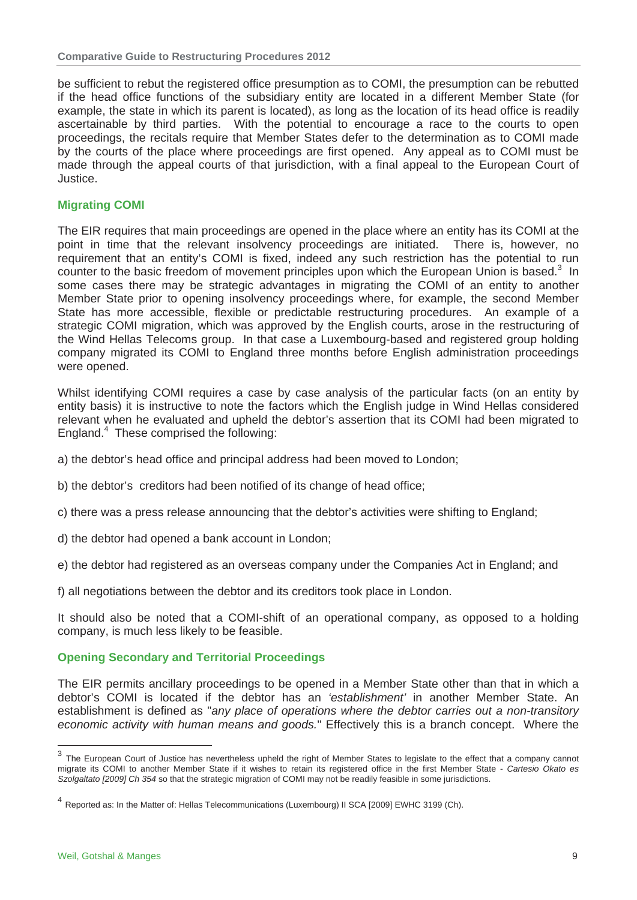be sufficient to rebut the registered office presumption as to COMI, the presumption can be rebutted if the head office functions of the subsidiary entity are located in a different Member State (for example, the state in which its parent is located), as long as the location of its head office is readily ascertainable by third parties. With the potential to encourage a race to the courts to open proceedings, the recitals require that Member States defer to the determination as to COMI made by the courts of the place where proceedings are first opened. Any appeal as to COMI must be made through the appeal courts of that jurisdiction, with a final appeal to the European Court of Justice.

## Migrating COMI

The EIR requires that main proceedings are opened in the place where an entity has its COMI at the point in time that the relevant insolvency proceedings are initiated. There is, however, no requirement that an entity's COMI is fixed, indeed any such restriction has the potential to run counter to the basic freedom of movement principles upon which the European Union is based.[3] In some cases there may be strategic advantages in migrating the COMI of an entity to another Member State prior to opening insolvency proceedings where, for example, the second Member State has more accessible, flexible or predictable restructuring procedures. An example of a strategic COMI migration, which was approved by the English courts, arose in the restructuring of the Wind Hellas Telecoms group. In that case a Luxembourg-based and registered group holding company migrated its COMI to England three months before English administration proceedings were opened.

Whilst identifying COMI requires a case by case analysis of the particular facts (on an entity by entity basis) it is instructive to note the factors which the English judge in Wind Hellas considered relevant when he evaluated and upheld the debtor's assertion that its COMI had been migrated to England.[4] These comprised the following:

a) the debtor's head office and principal address had been moved to London;

b) the debtor's creditors had been notified of its change of head office;

c) there was a press release announcing that the debtor's activities were shifting to England;

d) the debtor had opened a bank account in London;

e) the debtor had registered as an overseas company under the Companies Act in England; and

f) all negotiations between the debtor and its creditors took place in London.

It should also be noted that a COMI-shift of an operational company, as opposed to a holding company, is much less likely to be feasible.

## Opening Secondary and Territorial Proceedings

The EIR permits ancillary proceedings to be opened in a Member State other than that in which a debtor's COMI is located if the debtor has an *'establishment'* in another Member State. An establishment is defined as "*any place of operations where the debtor carries out a non-transitory economic activity with human means and goods.*" Effectively this is a branch concept. Where the

---

[3] The European Court of Justice has nevertheless upheld the right of Member States to legislate to the effect that a company cannot migrate its COMI to another Member State if it wishes to retain its registered office in the first Member State - *Cartesio Okato es Szolgaltato [2009] Ch 354* so that the strategic migration of COMI may not be readily feasible in some jurisdictions.

[4] Reported as: In the Matter of: Hellas Telecommunications (Luxembourg) II SCA [2009] EWHC 3199 (Ch).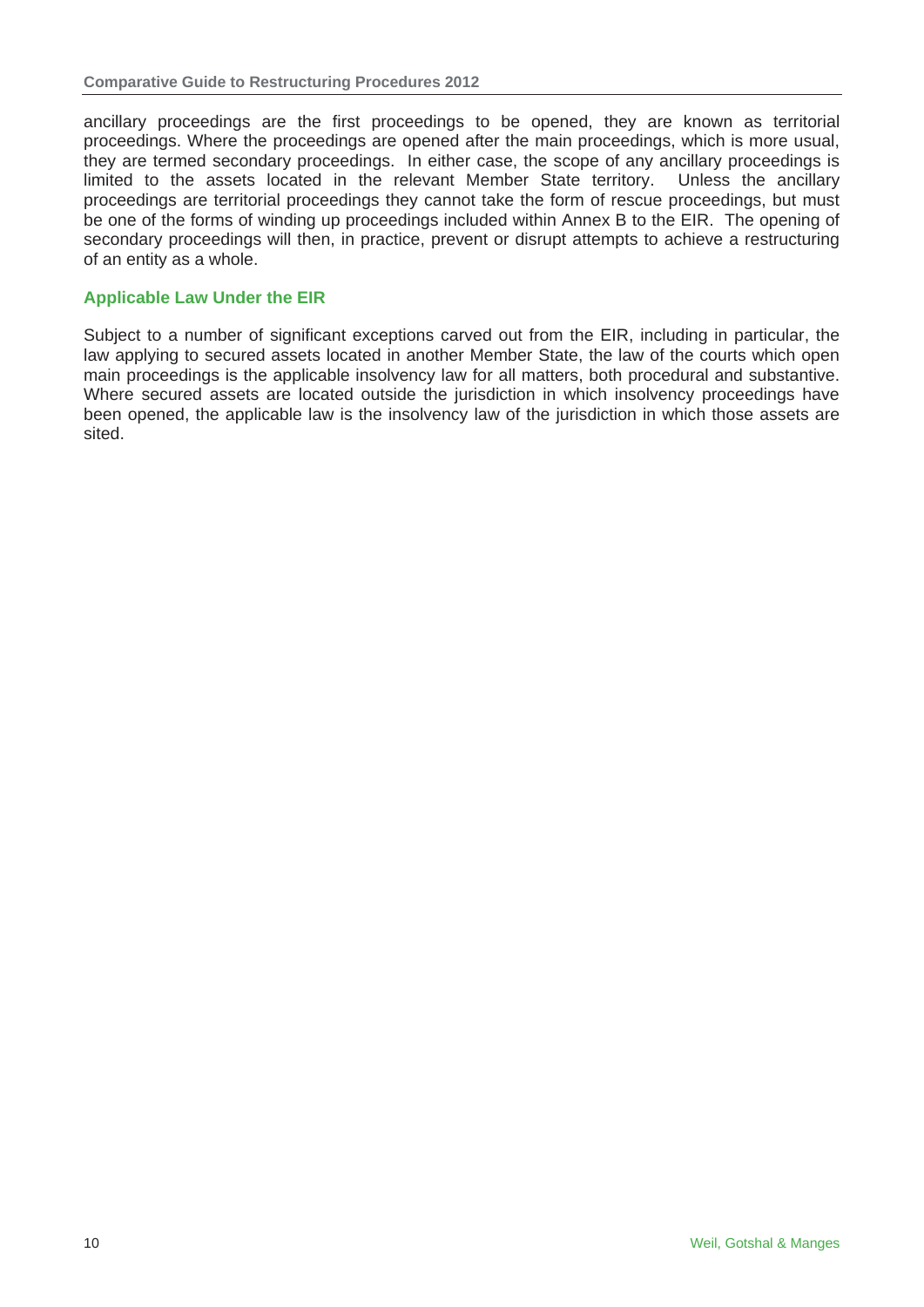ancillary proceedings are the first proceedings to be opened, they are known as territorial proceedings. Where the proceedings are opened after the main proceedings, which is more usual, they are termed secondary proceedings. In either case, the scope of any ancillary proceedings is limited to the assets located in the relevant Member State territory. Unless the ancillary proceedings are territorial proceedings they cannot take the form of rescue proceedings, but must be one of the forms of winding up proceedings included within Annex B to the EIR. The opening of secondary proceedings will then, in practice, prevent or disrupt attempts to achieve a restructuring of an entity as a whole.

### Applicable Law Under the EIR

Subject to a number of significant exceptions carved out from the EIR, including in particular, the law applying to secured assets located in another Member State, the law of the courts which open main proceedings is the applicable insolvency law for all matters, both procedural and substantive. Where secured assets are located outside the jurisdiction in which insolvency proceedings have been opened, the applicable law is the insolvency law of the jurisdiction in which those assets are sited.